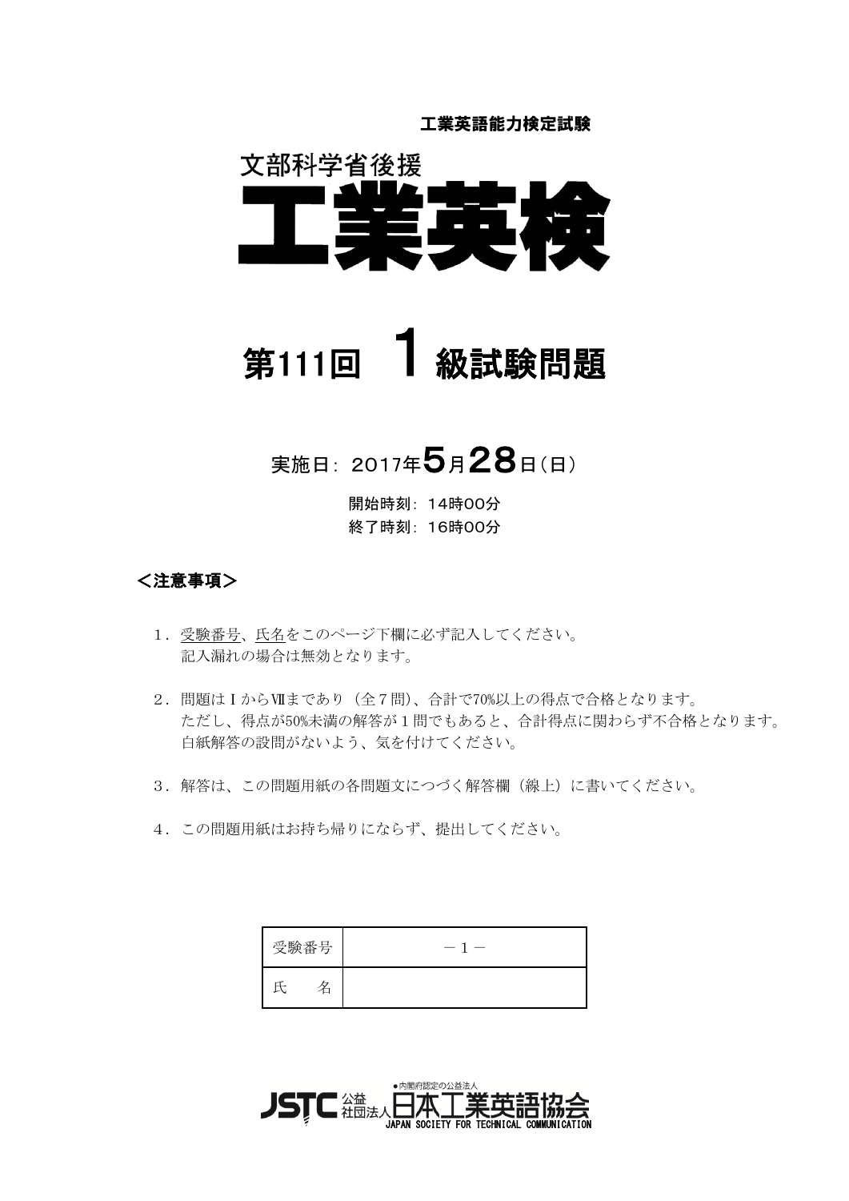工業英語能力検定試験

文部科学省後援

# 工業英検

## 第111回　1 級試験問題

実施日：2017年5月28日（日）

開始時刻：14時00分
終了時刻：16時00分

**＜注意事項＞**

1．受験番号、氏名をこのページ下欄に必ず記入してください。
記入漏れの場合は無効となります。

2．問題はⅠからⅦまであり（全７問）、合計で70%以上の得点で合格となります。
ただし、得点が50%未満の解答が１問でもあると、合計得点に関わらず不合格となります。
白紙解答の設問がないよう、気を付けてください。

3．解答は、この問題用紙の各問題文につづく解答欄（線上）に書いてください。

4．この問題用紙はお持ち帰りにならず、提出してください。

| 受験番号 | －１－ |
|---|---|
| 氏　　名 | |

JSTC 公益社団法人日本工業英語協会
●内閣府認定の公益法人
JAPAN SOCIETY FOR TECHNICAL COMMUNICATION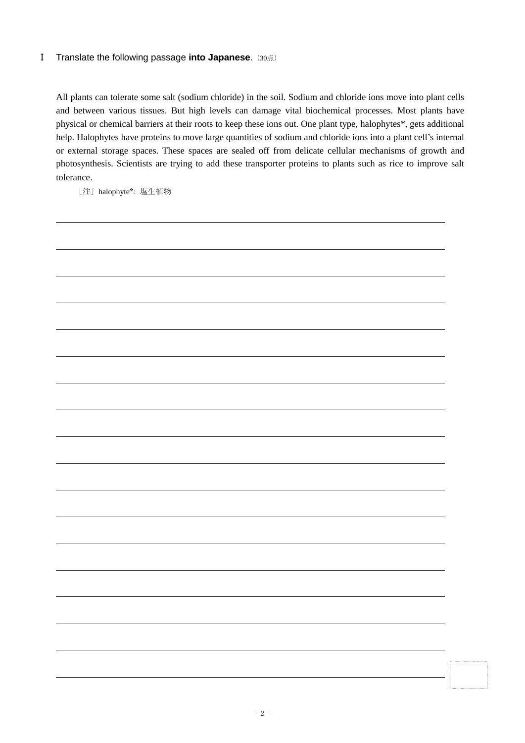Ⅰ Translate the following passage **into Japanese**.（30点）

All plants can tolerate some salt (sodium chloride) in the soil. Sodium and chloride ions move into plant cells and between various tissues. But high levels can damage vital biochemical processes. Most plants have physical or chemical barriers at their roots to keep these ions out. One plant type, halophytes*, gets additional help. Halophytes have proteins to move large quantities of sodium and chloride ions into a plant cell's internal or external storage spaces. These spaces are sealed off from delicate cellular mechanisms of growth and photosynthesis. Scientists are trying to add these transporter proteins to plants such as rice to improve salt tolerance.

［注］halophyte*: 塩生植物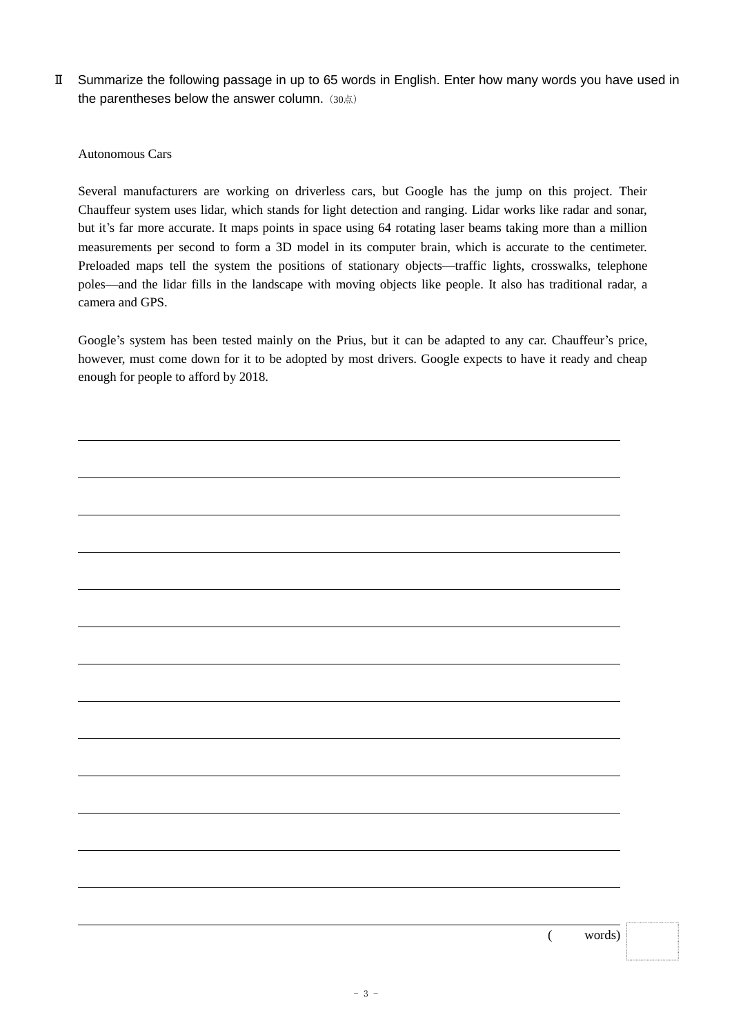Ⅱ Summarize the following passage in up to 65 words in English. Enter how many words you have used in the parentheses below the answer column.（30点）

Autonomous Cars

Several manufacturers are working on driverless cars, but Google has the jump on this project. Their Chauffeur system uses lidar, which stands for light detection and ranging. Lidar works like radar and sonar, but it's far more accurate. It maps points in space using 64 rotating laser beams taking more than a million measurements per second to form a 3D model in its computer brain, which is accurate to the centimeter. Preloaded maps tell the system the positions of stationary objects—traffic lights, crosswalks, telephone poles—and the lidar fills in the landscape with moving objects like people. It also has traditional radar, a camera and GPS.

Google's system has been tested mainly on the Prius, but it can be adapted to any car. Chauffeur's price, however, must come down for it to be adopted by most drivers. Google expects to have it ready and cheap enough for people to afford by 2018.

( words)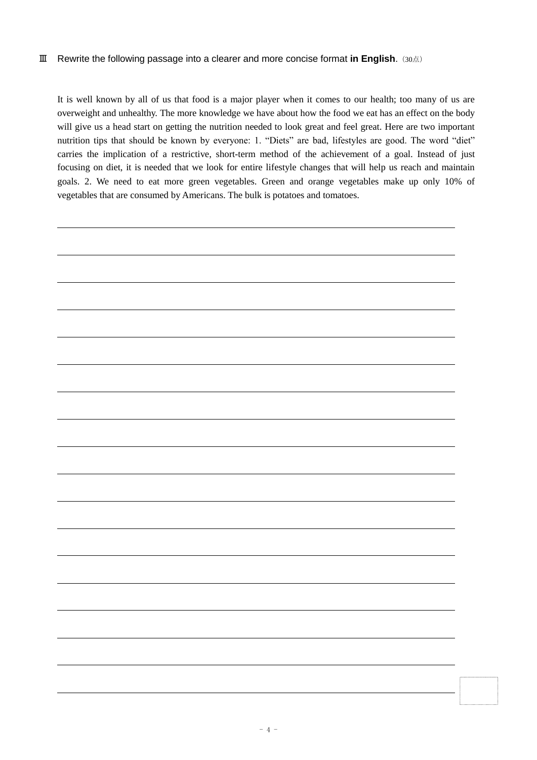Ⅲ Rewrite the following passage into a clearer and more concise format **in English**. （30点）

It is well known by all of us that food is a major player when it comes to our health; too many of us are overweight and unhealthy. The more knowledge we have about how the food we eat has an effect on the body will give us a head start on getting the nutrition needed to look great and feel great. Here are two important nutrition tips that should be known by everyone: 1. "Diets" are bad, lifestyles are good. The word "diet" carries the implication of a restrictive, short-term method of the achievement of a goal. Instead of just focusing on diet, it is needed that we look for entire lifestyle changes that will help us reach and maintain goals. 2. We need to eat more green vegetables. Green and orange vegetables make up only 10% of vegetables that are consumed by Americans. The bulk is potatoes and tomatoes.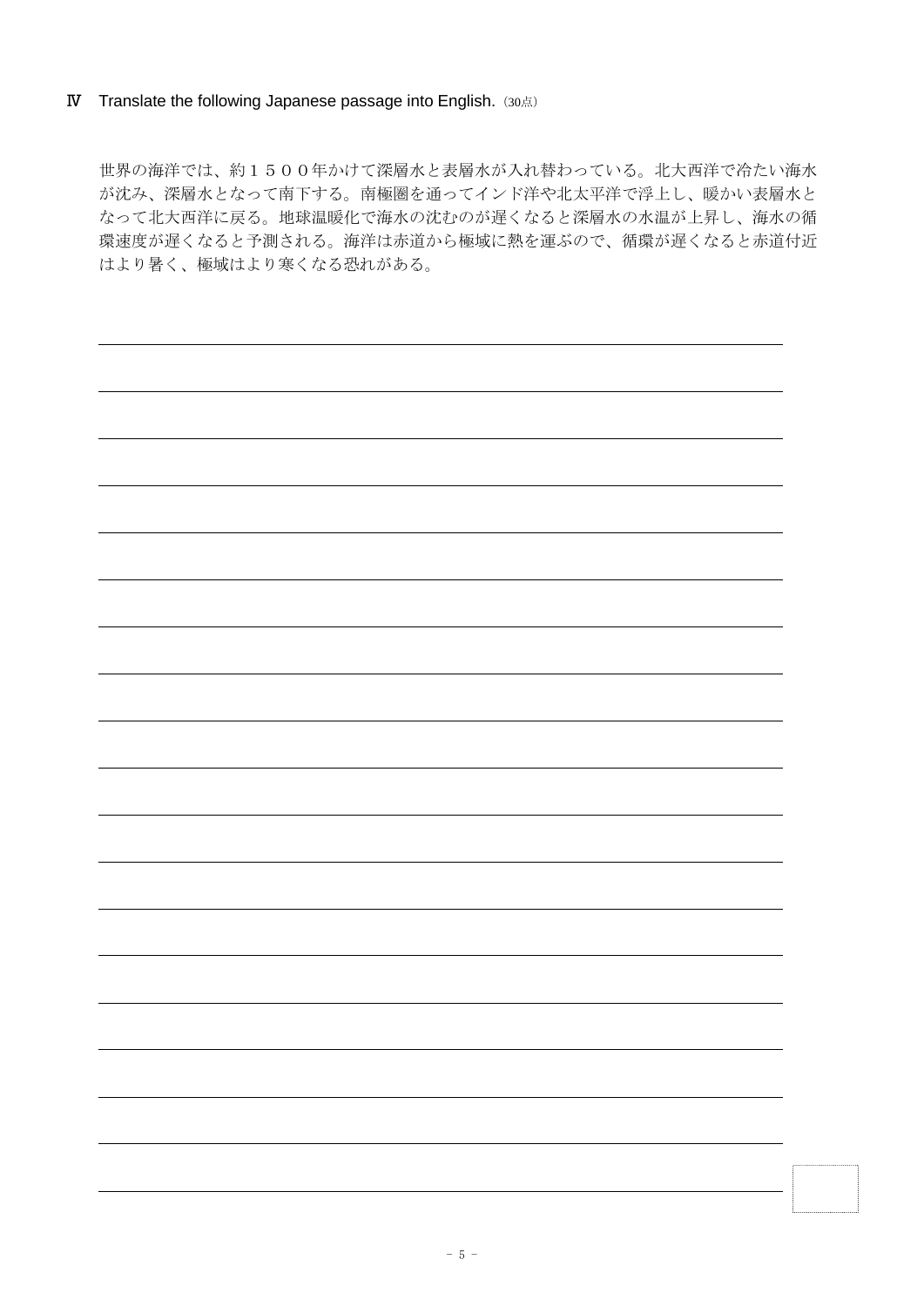Ⅳ Translate the following Japanese passage into English.（30点）

世界の海洋では、約１５００年かけて深層水と表層水が入れ替わっている。北大西洋で冷たい海水が沈み、深層水となって南下する。南極圏を通ってインド洋や北太平洋で浮上し、暖かい表層水となって北大西洋に戻る。地球温暖化で海水の沈むのが遅くなると深層水の水温が上昇し、海水の循環速度が遅くなると予測される。海洋は赤道から極域に熱を運ぶので、循環が遅くなると赤道付近はより暑く、極域はより寒くなる恐れがある。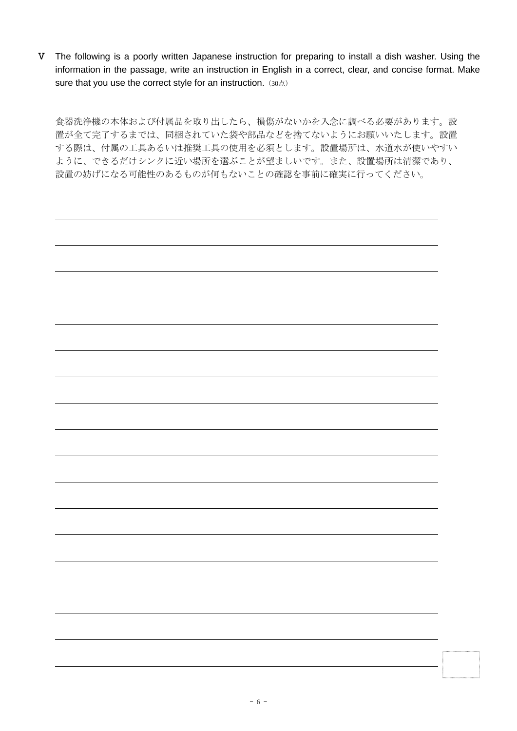Ⅴ The following is a poorly written Japanese instruction for preparing to install a dish washer. Using the information in the passage, write an instruction in English in a correct, clear, and concise format. Make sure that you use the correct style for an instruction.（30点）

食器洗浄機の本体および付属品を取り出したら、損傷がないかを入念に調べる必要があります。設置が全て完了するまでは、同梱されていた袋や部品などを捨てないようにお願いいたします。設置する際は、付属の工具あるいは推奨工具の使用を必須とします。設置場所は、水道水が使いやすいように、できるだけシンクに近い場所を選ぶことが望ましいです。また、設置場所は清潔であり、設置の妨げになる可能性のあるものが何もないことの確認を事前に確実に行ってください。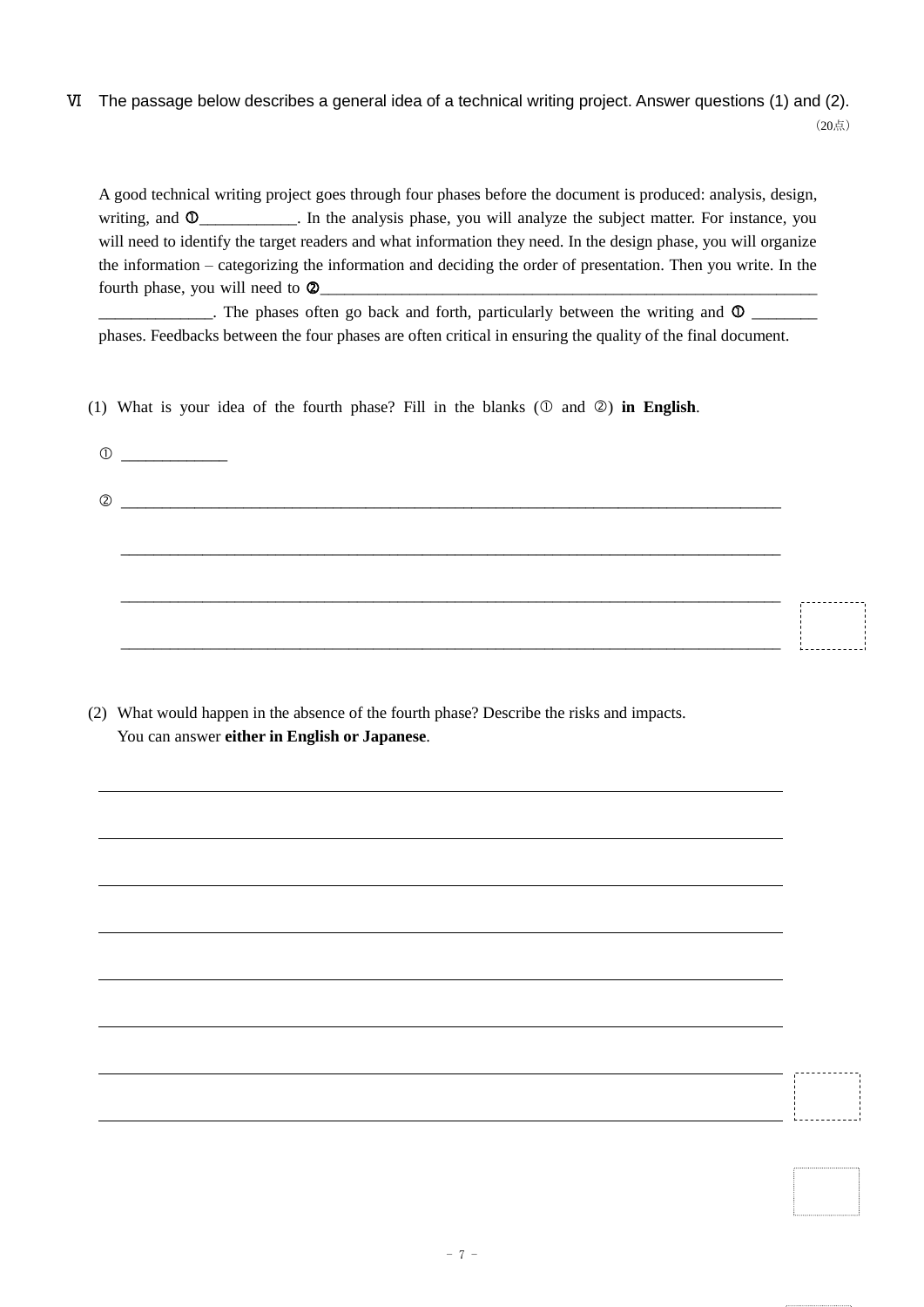Ⅵ The passage below describes a general idea of a technical writing project. Answer questions (1) and (2).

（20点）

A good technical writing project goes through four phases before the document is produced: analysis, design, writing, and ➀____________. In the analysis phase, you will analyze the subject matter. For instance, you will need to identify the target readers and what information they need. In the design phase, you will organize the information – categorizing the information and deciding the order of presentation. Then you write. In the fourth phase, you will need to ➁_______________________________________________________________ ______________. The phases often go back and forth, particularly between the writing and ➀ ________ phases. Feedbacks between the four phases are often critical in ensuring the quality of the final document.

(1) What is your idea of the fourth phase? Fill in the blanks (① and ②) **in English**.

① _____________

② ________________________________________________________________________________

________________________________________________________________________________

________________________________________________________________________________

________________________________________________________________________________

(2) What would happen in the absence of the fourth phase? Describe the risks and impacts.
You can answer **either in English or Japanese**.

________________________________________________________________________________

________________________________________________________________________________

________________________________________________________________________________

________________________________________________________________________________

________________________________________________________________________________

________________________________________________________________________________

________________________________________________________________________________

________________________________________________________________________________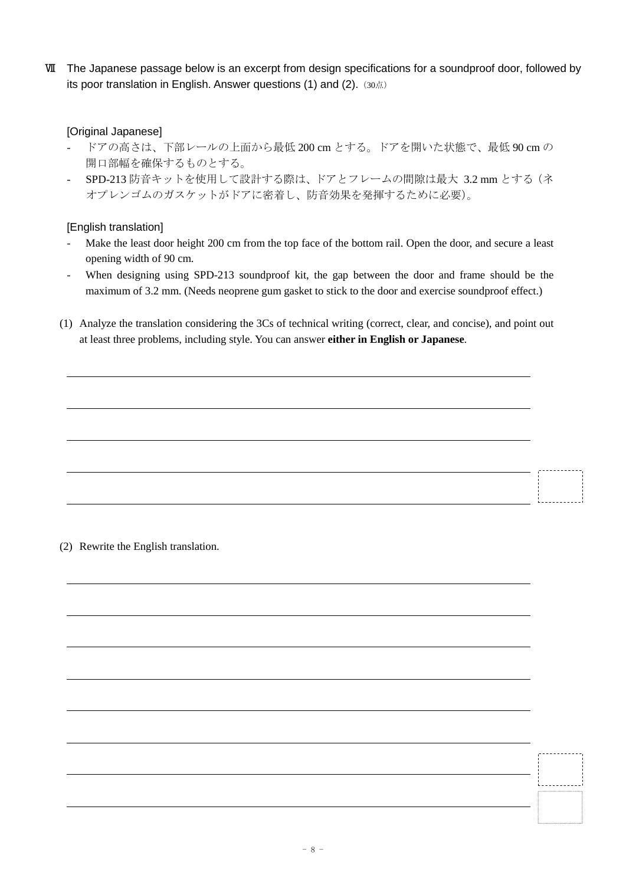Ⅶ The Japanese passage below is an excerpt from design specifications for a soundproof door, followed by its poor translation in English. Answer questions (1) and (2).（30点）

[Original Japanese]

- ドアの高さは、下部レールの上面から最低 200 cm とする。ドアを開いた状態で、最低 90 cm の開口部幅を確保するものとする。
- SPD-213 防音キットを使用して設計する際は、ドアとフレームの間隙は最大 3.2 mm とする（ネオプレンゴムのガスケットがドアに密着し、防音効果を発揮するために必要）。

[English translation]

- Make the least door height 200 cm from the top face of the bottom rail. Open the door, and secure a least opening width of 90 cm.
- When designing using SPD-213 soundproof kit, the gap between the door and frame should be the maximum of 3.2 mm. (Needs neoprene gum gasket to stick to the door and exercise soundproof effect.)

(1) Analyze the translation considering the 3Cs of technical writing (correct, clear, and concise), and point out at least three problems, including style. You can answer **either in English or Japanese**.

(2) Rewrite the English translation.